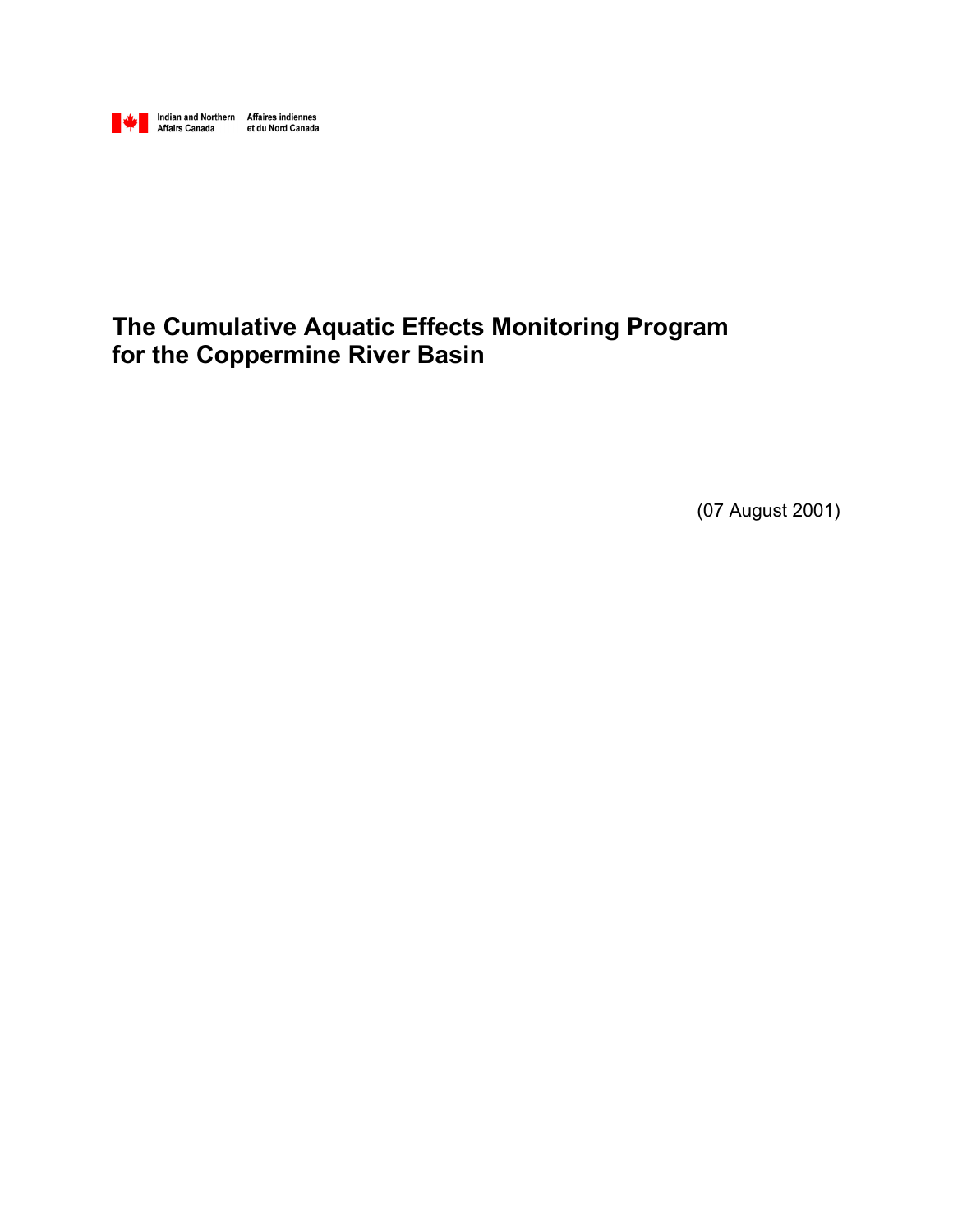Indian and Northern Affairs Canada | Affaires indiennes et du Nord Canada

# The Cumulative Aquatic Effects Monitoring Program for the Coppermine River Basin

(07 August 2001)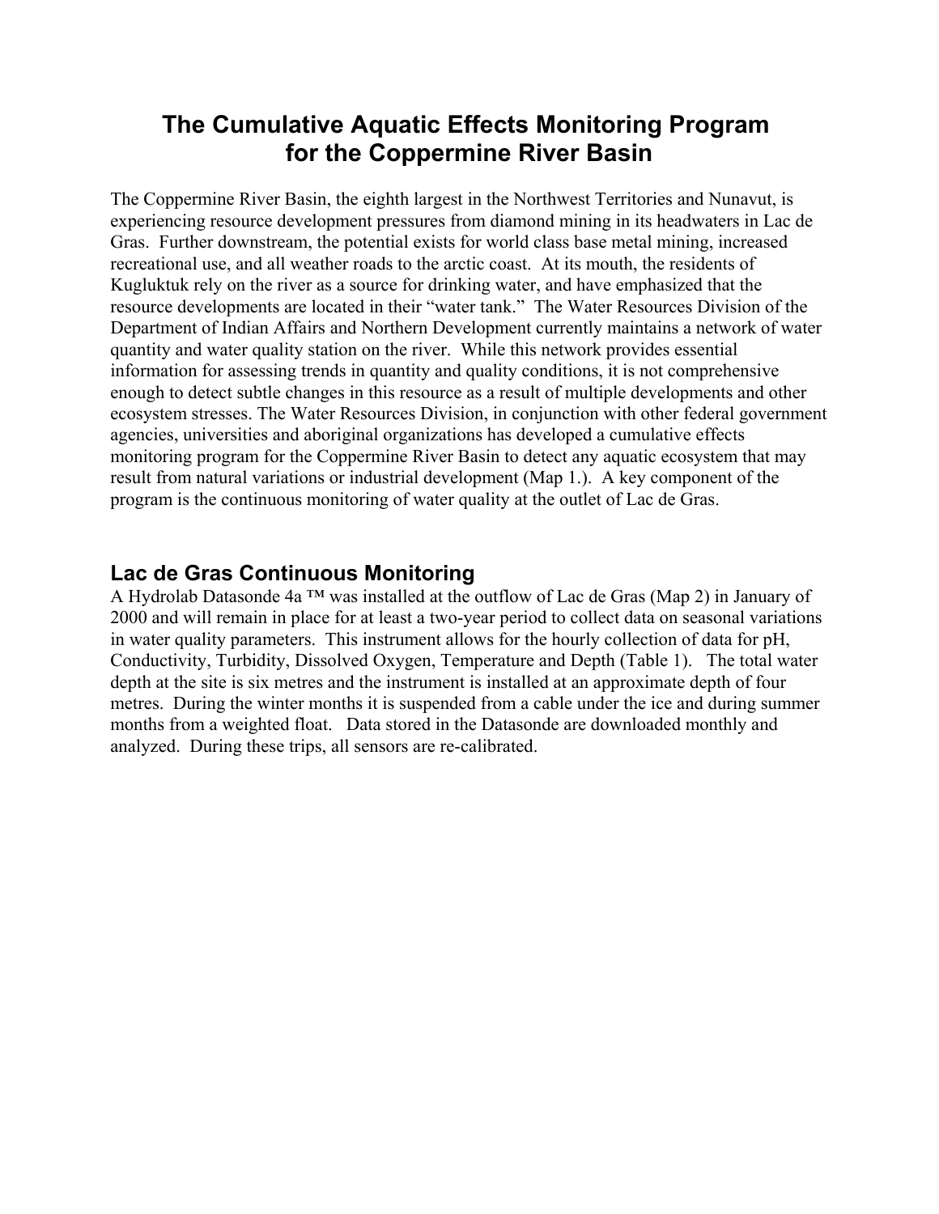# The Cumulative Aquatic Effects Monitoring Program for the Coppermine River Basin

The Coppermine River Basin, the eighth largest in the Northwest Territories and Nunavut, is experiencing resource development pressures from diamond mining in its headwaters in Lac de Gras. Further downstream, the potential exists for world class base metal mining, increased recreational use, and all weather roads to the arctic coast. At its mouth, the residents of Kugluktuk rely on the river as a source for drinking water, and have emphasized that the resource developments are located in their "water tank." The Water Resources Division of the Department of Indian Affairs and Northern Development currently maintains a network of water quantity and water quality station on the river. While this network provides essential information for assessing trends in quantity and quality conditions, it is not comprehensive enough to detect subtle changes in this resource as a result of multiple developments and other ecosystem stresses. The Water Resources Division, in conjunction with other federal government agencies, universities and aboriginal organizations has developed a cumulative effects monitoring program for the Coppermine River Basin to detect any aquatic ecosystem that may result from natural variations or industrial development (Map 1.). A key component of the program is the continuous monitoring of water quality at the outlet of Lac de Gras.

## Lac de Gras Continuous Monitoring

A Hydrolab Datasonde 4a ™ was installed at the outflow of Lac de Gras (Map 2) in January of 2000 and will remain in place for at least a two-year period to collect data on seasonal variations in water quality parameters. This instrument allows for the hourly collection of data for pH, Conductivity, Turbidity, Dissolved Oxygen, Temperature and Depth (Table 1). The total water depth at the site is six metres and the instrument is installed at an approximate depth of four metres. During the winter months it is suspended from a cable under the ice and during summer months from a weighted float. Data stored in the Datasonde are downloaded monthly and analyzed. During these trips, all sensors are re-calibrated.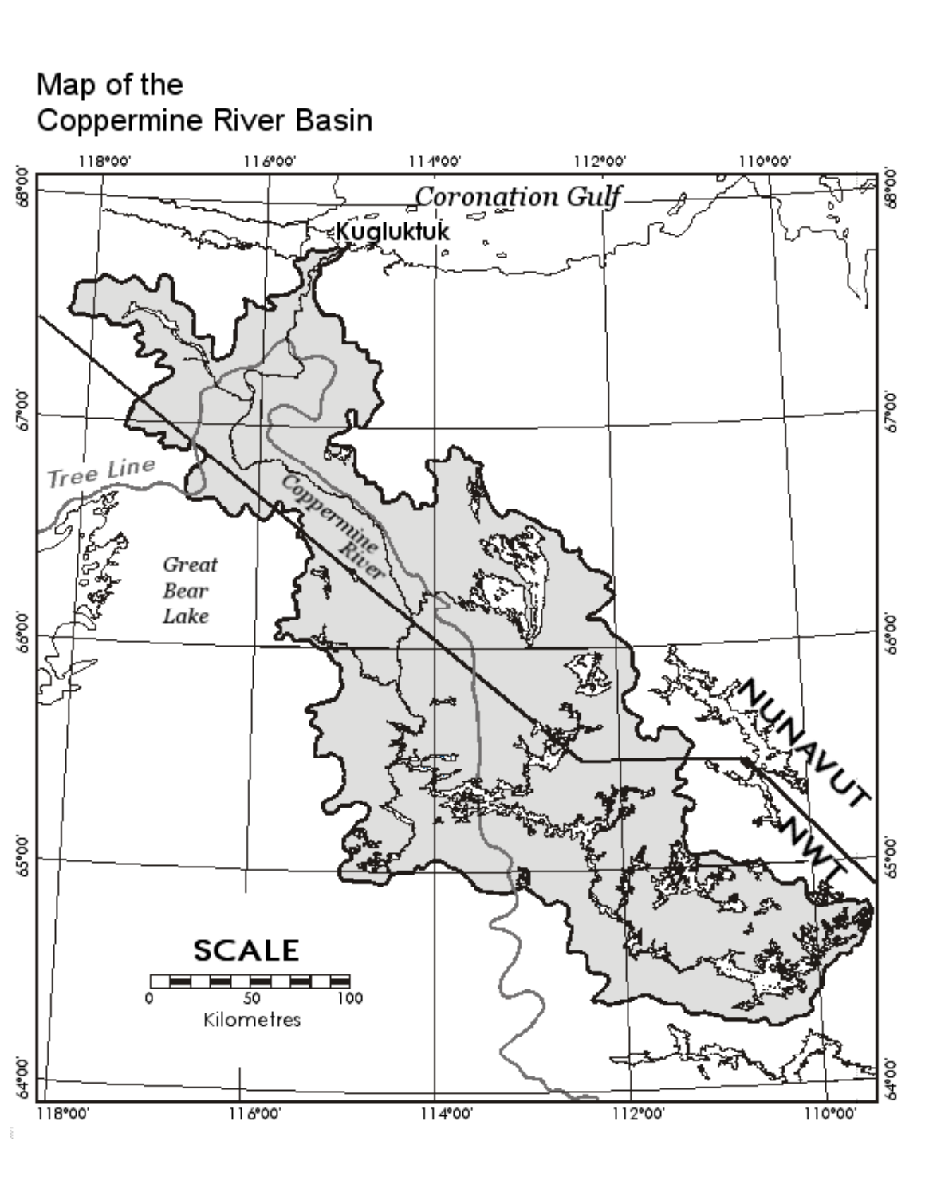# Map of the Coppermine River Basin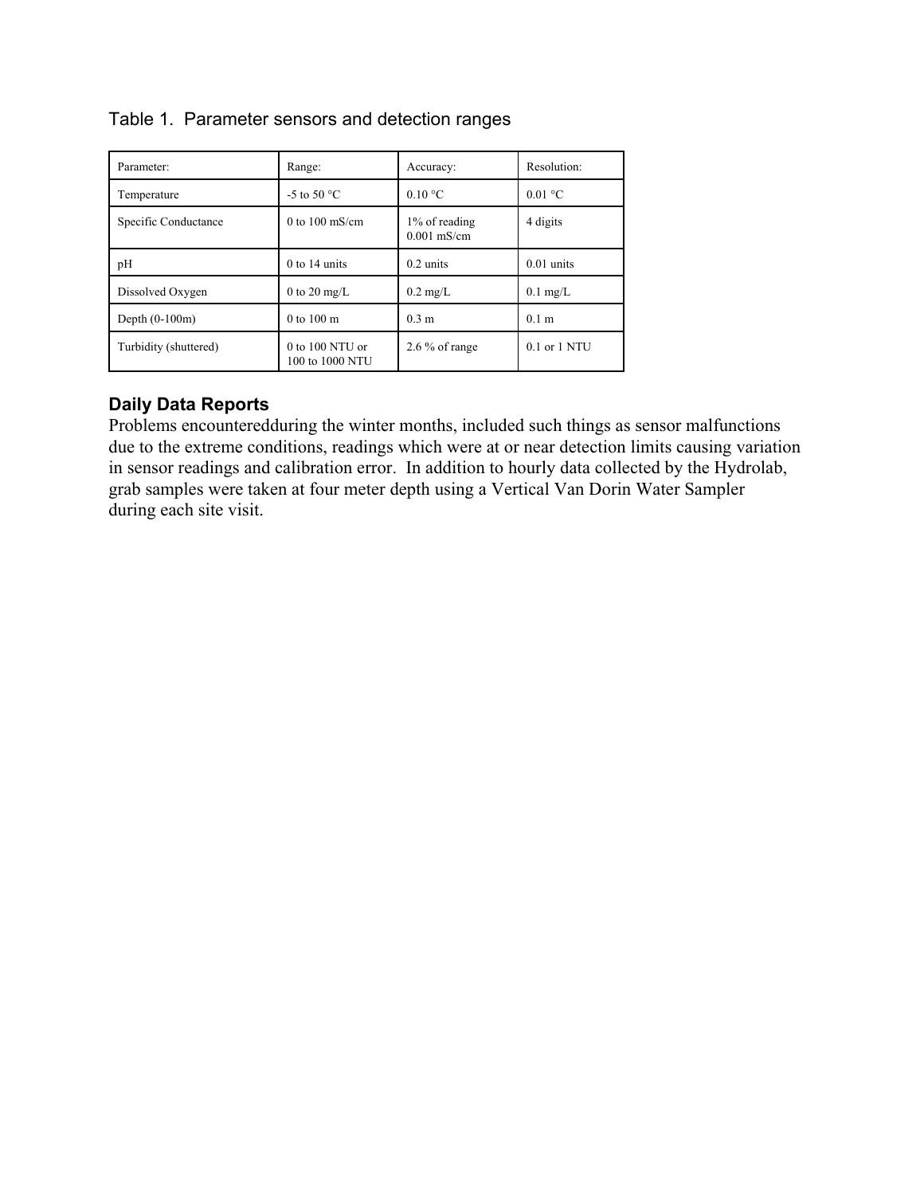Table 1. Parameter sensors and detection ranges

| Parameter: | Range: | Accuracy: | Resolution: |
|---|---|---|---|
| Temperature | -5 to 50 °C | 0.10 °C | 0.01 °C |
| Specific Conductance | 0 to 100 mS/cm | 1% of reading 0.001 mS/cm | 4 digits |
| pH | 0 to 14 units | 0.2 units | 0.01 units |
| Dissolved Oxygen | 0 to 20 mg/L | 0.2 mg/L | 0.1 mg/L |
| Depth (0-100m) | 0 to 100 m | 0.3 m | 0.1 m |
| Turbidity (shuttered) | 0 to 100 NTU or 100 to 1000 NTU | 2.6 % of range | 0.1 or 1 NTU |

## Daily Data Reports

Problems encounteredduring the winter months, included such things as sensor malfunctions due to the extreme conditions, readings which were at or near detection limits causing variation in sensor readings and calibration error. In addition to hourly data collected by the Hydrolab, grab samples were taken at four meter depth using a Vertical Van Dorin Water Sampler during each site visit.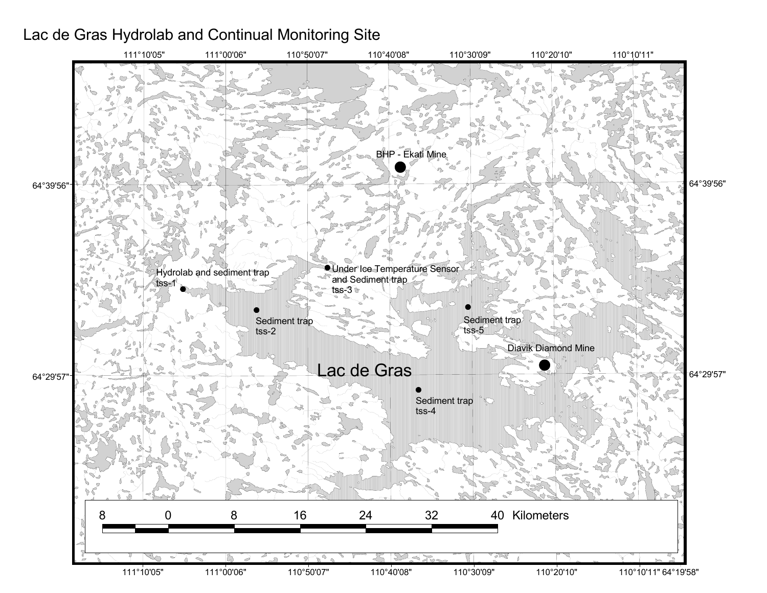# Lac de Gras Hydrolab and Continual Monitoring Site

111°10'05"
111°00'06"
110°50'07"
110°40'08"
110°30'09"
110°20'10"
110°10'11"

64°39'56"
64°29'57"
64°19'58"

BHP - Ekati Mine

Hydrolab and sediment trap
tss-1

Under Ice Temperature Sensor
and Sediment trap
tss-3

Sediment trap
tss-2

Sediment trap
tss-5

Diavik Diamond Mine

Lac de Gras

Sediment trap
tss-4

8 0 8 16 24 32 40 Kilometers